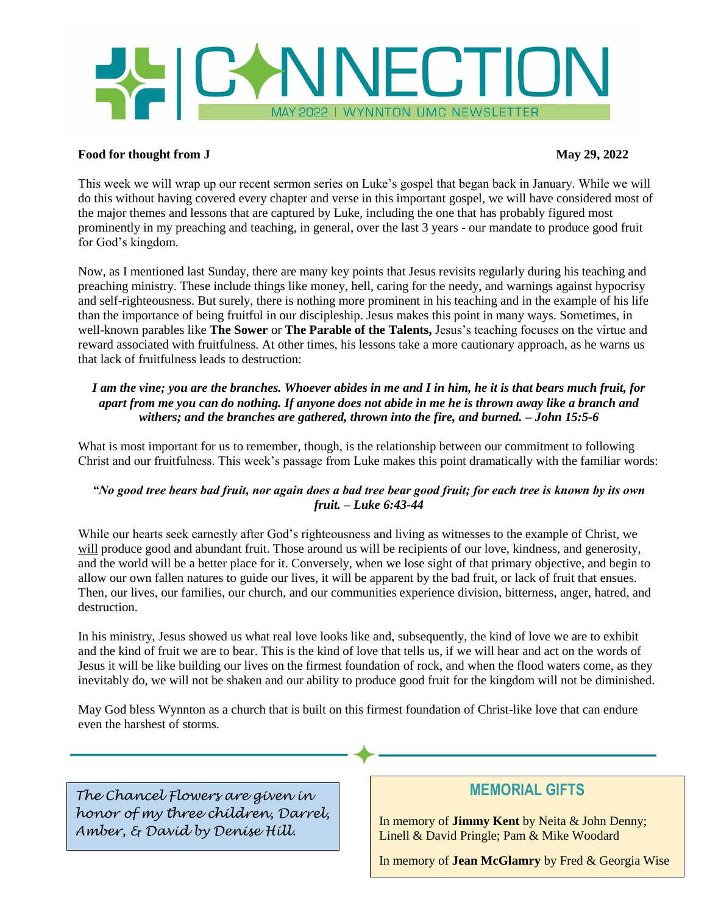# CONNECTION

MAY 2022 | WYNNTON UMC NEWSLETTER

**Food for thought from J** **May 29, 2022**

This week we will wrap up our recent sermon series on Luke's gospel that began back in January. While we will do this without having covered every chapter and verse in this important gospel, we will have considered most of the major themes and lessons that are captured by Luke, including the one that has probably figured most prominently in my preaching and teaching, in general, over the last 3 years - our mandate to produce good fruit for God's kingdom.

Now, as I mentioned last Sunday, there are many key points that Jesus revisits regularly during his teaching and preaching ministry. These include things like money, hell, caring for the needy, and warnings against hypocrisy and self-righteousness. But surely, there is nothing more prominent in his teaching and in the example of his life than the importance of being fruitful in our discipleship. Jesus makes this point in many ways. Sometimes, in well-known parables like **The Sower** or **The Parable of the Talents,** Jesus's teaching focuses on the virtue and reward associated with fruitfulness. At other times, his lessons take a more cautionary approach, as he warns us that lack of fruitfulness leads to destruction:

***I am the vine; you are the branches. Whoever abides in me and I in him, he it is that bears much fruit, for apart from me you can do nothing. If anyone does not abide in me he is thrown away like a branch and withers; and the branches are gathered, thrown into the fire, and burned. – John 15:5-6***

What is most important for us to remember, though, is the relationship between our commitment to following Christ and our fruitfulness. This week's passage from Luke makes this point dramatically with the familiar words:

***"No good tree bears bad fruit, nor again does a bad tree bear good fruit; for each tree is known by its own fruit. – Luke 6:43-44***

While our hearts seek earnestly after God's righteousness and living as witnesses to the example of Christ, we will produce good and abundant fruit. Those around us will be recipients of our love, kindness, and generosity, and the world will be a better place for it. Conversely, when we lose sight of that primary objective, and begin to allow our own fallen natures to guide our lives, it will be apparent by the bad fruit, or lack of fruit that ensues. Then, our lives, our families, our church, and our communities experience division, bitterness, anger, hatred, and destruction.

In his ministry, Jesus showed us what real love looks like and, subsequently, the kind of love we are to exhibit and the kind of fruit we are to bear. This is the kind of love that tells us, if we will hear and act on the words of Jesus it will be like building our lives on the firmest foundation of rock, and when the flood waters come, as they inevitably do, we will not be shaken and our ability to produce good fruit for the kingdom will not be diminished.

May God bless Wynnton as a church that is built on this firmest foundation of Christ-like love that can endure even the harshest of storms.

---

*The Chancel Flowers are given in honor of my three children, Darrel, Amber, & David by Denise Hill.*

## MEMORIAL GIFTS

In memory of **Jimmy Kent** by Neita & John Denny; Linell & David Pringle; Pam & Mike Woodard

In memory of **Jean McGlamry** by Fred & Georgia Wise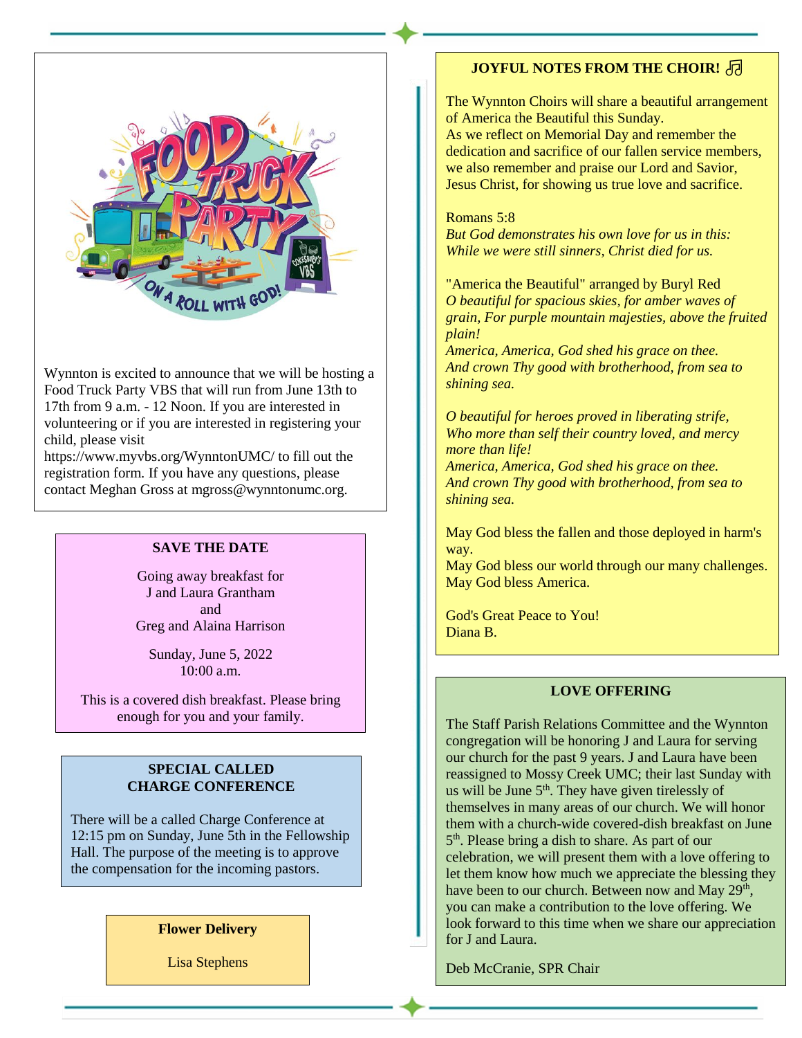Wynnton is excited to announce that we will be hosting a Food Truck Party VBS that will run from June 13th to 17th from 9 a.m. - 12 Noon. If you are interested in volunteering or if you are interested in registering your child, please visit https://www.myvbs.org/WynntonUMC/ to fill out the registration form. If you have any questions, please contact Meghan Gross at mgross@wynntonumc.org.

## SAVE THE DATE

Going away breakfast for
J and Laura Grantham
and
Greg and Alaina Harrison

Sunday, June 5, 2022
10:00 a.m.

This is a covered dish breakfast. Please bring enough for you and your family.

## SPECIAL CALLED CHARGE CONFERENCE

There will be a called Charge Conference at 12:15 pm on Sunday, June 5th in the Fellowship Hall. The purpose of the meeting is to approve the compensation for the incoming pastors.

## Flower Delivery

Lisa Stephens

## JOYFUL NOTES FROM THE CHOIR! ♫

The Wynnton Choirs will share a beautiful arrangement of America the Beautiful this Sunday.
As we reflect on Memorial Day and remember the dedication and sacrifice of our fallen service members, we also remember and praise our Lord and Savior, Jesus Christ, for showing us true love and sacrifice.

Romans 5:8
*But God demonstrates his own love for us in this: While we were still sinners, Christ died for us.*

"America the Beautiful" arranged by Buryl Red
*O beautiful for spacious skies, for amber waves of grain, For purple mountain majesties, above the fruited plain!*
*America, America, God shed his grace on thee.*
*And crown Thy good with brotherhood, from sea to shining sea.*

*O beautiful for heroes proved in liberating strife,*
*Who more than self their country loved, and mercy more than life!*
*America, America, God shed his grace on thee.*
*And crown Thy good with brotherhood, from sea to shining sea.*

May God bless the fallen and those deployed in harm's way.
May God bless our world through our many challenges.
May God bless America.

God's Great Peace to You!
Diana B.

## LOVE OFFERING

The Staff Parish Relations Committee and the Wynnton congregation will be honoring J and Laura for serving our church for the past 9 years. J and Laura have been reassigned to Mossy Creek UMC; their last Sunday with us will be June 5th. They have given tirelessly of themselves in many areas of our church. We will honor them with a church-wide covered-dish breakfast on June 5th. Please bring a dish to share. As part of our celebration, we will present them with a love offering to let them know how much we appreciate the blessing they have been to our church. Between now and May 29th, you can make a contribution to the love offering. We look forward to this time when we share our appreciation for J and Laura.

Deb McCranie, SPR Chair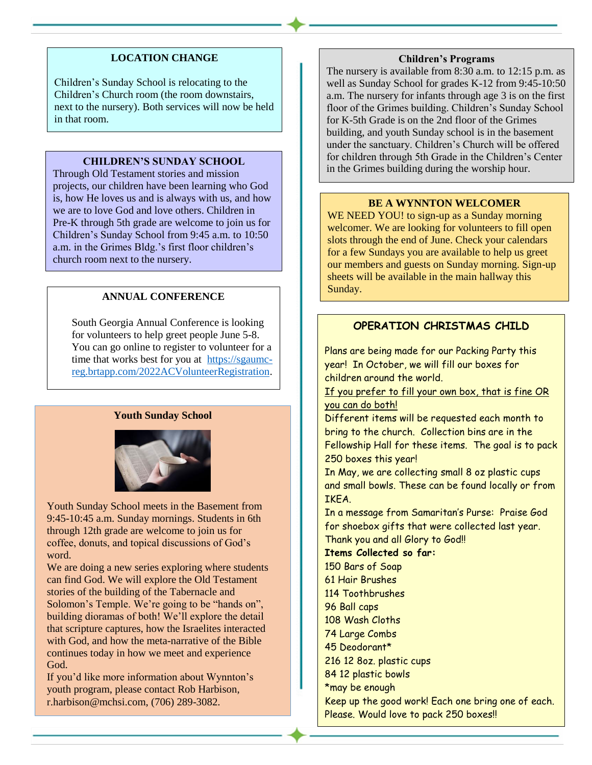## LOCATION CHANGE

Children's Sunday School is relocating to the Children's Church room (the room downstairs, next to the nursery). Both services will now be held in that room.

## CHILDREN'S SUNDAY SCHOOL

Through Old Testament stories and mission projects, our children have been learning who God is, how He loves us and is always with us, and how we are to love God and love others. Children in Pre-K through 5th grade are welcome to join us for Children's Sunday School from 9:45 a.m. to 10:50 a.m. in the Grimes Bldg.'s first floor children's church room next to the nursery.

## ANNUAL CONFERENCE

South Georgia Annual Conference is looking for volunteers to help greet people June 5-8. You can go online to register to volunteer for a time that works best for you at [https://sgaumc-reg.brtapp.com/2022ACVolunteerRegistration](https://sgaumc-reg.brtapp.com/2022ACVolunteerRegistration).

## Youth Sunday School

Youth Sunday School meets in the Basement from 9:45-10:45 a.m. Sunday mornings. Students in 6th through 12th grade are welcome to join us for coffee, donuts, and topical discussions of God's word.

We are doing a new series exploring where students can find God. We will explore the Old Testament stories of the building of the Tabernacle and Solomon's Temple. We're going to be "hands on", building dioramas of both! We'll explore the detail that scripture captures, how the Israelites interacted with God, and how the meta-narrative of the Bible continues today in how we meet and experience God.

If you'd like more information about Wynnton's youth program, please contact Rob Harbison, r.harbison@mchsi.com, (706) 289-3082.

## Children's Programs

The nursery is available from 8:30 a.m. to 12:15 p.m. as well as Sunday School for grades K-12 from 9:45-10:50 a.m. The nursery for infants through age 3 is on the first floor of the Grimes building. Children's Sunday School for K-5th Grade is on the 2nd floor of the Grimes building, and youth Sunday school is in the basement under the sanctuary. Children's Church will be offered for children through 5th Grade in the Children's Center in the Grimes building during the worship hour.

## BE A WYNNTON WELCOMER

WE NEED YOU! to sign-up as a Sunday morning welcomer. We are looking for volunteers to fill open slots through the end of June. Check your calendars for a few Sundays you are available to help us greet our members and guests on Sunday morning. Sign-up sheets will be available in the main hallway this Sunday.

## OPERATION CHRISTMAS CHILD

Plans are being made for our Packing Party this year! In October, we will fill our boxes for children around the world.

<u>If you prefer to fill your own box, that is fine OR you can do both!</u>

Different items will be requested each month to bring to the church. Collection bins are in the Fellowship Hall for these items. The goal is to pack 250 boxes this year!

In May, we are collecting small 8 oz plastic cups and small bowls. These can be found locally or from IKEA.

In a message from Samaritan's Purse: Praise God for shoebox gifts that were collected last year. Thank you and all Glory to God!!

**Items Collected so far:**

150 Bars of Soap
61 Hair Brushes
114 Toothbrushes
96 Ball caps
108 Wash Cloths
74 Large Combs
45 Deodorant*
216 12 8oz. plastic cups
84 12 plastic bowls
*may be enough

Keep up the good work! Each one bring one of each. Please. Would love to pack 250 boxes!!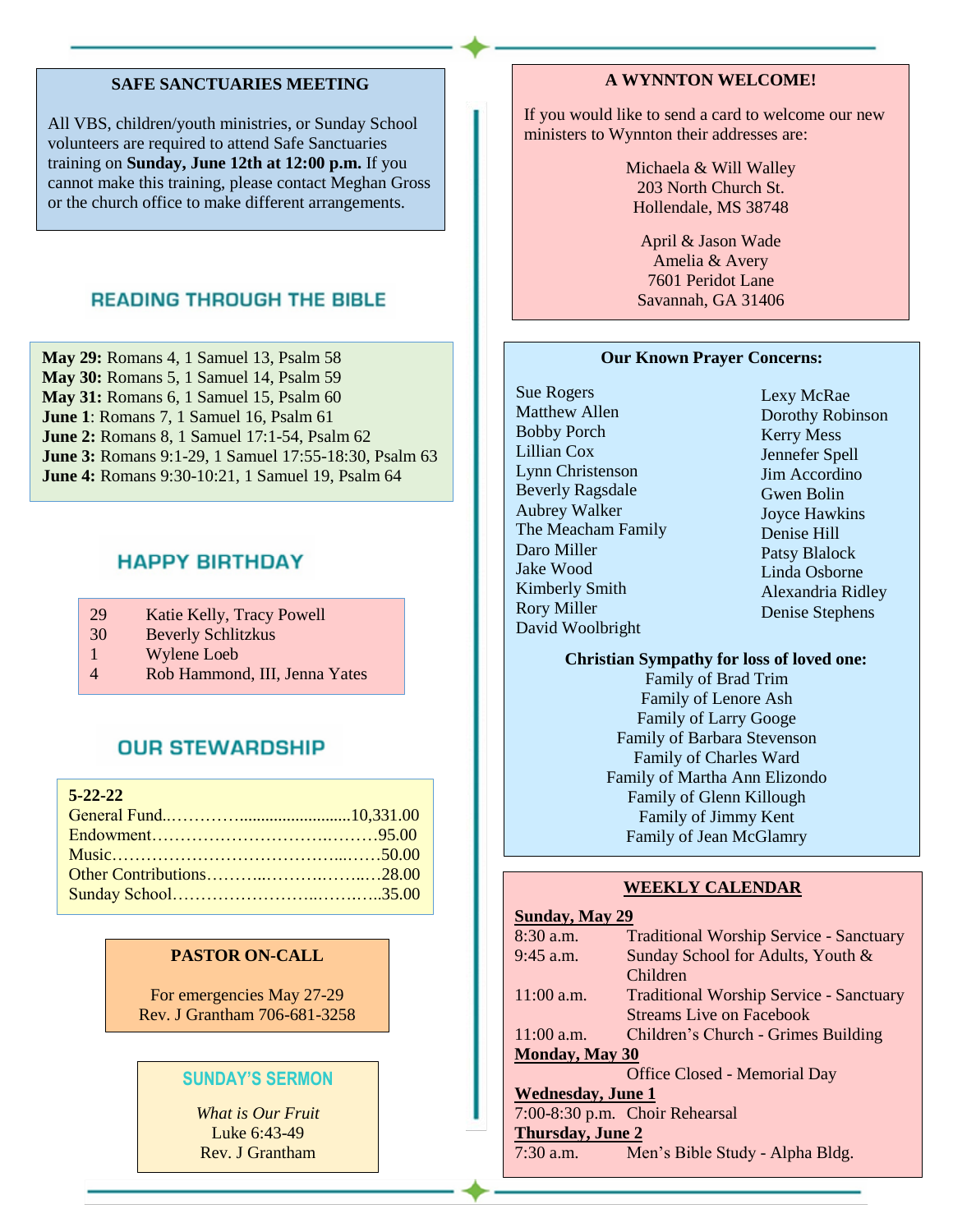## SAFE SANCTUARIES MEETING

All VBS, children/youth ministries, or Sunday School volunteers are required to attend Safe Sanctuaries training on **Sunday, June 12th at 12:00 p.m.** If you cannot make this training, please contact Meghan Gross or the church office to make different arrangements.

## READING THROUGH THE BIBLE

**May 29:** Romans 4, 1 Samuel 13, Psalm 58
**May 30:** Romans 5, 1 Samuel 14, Psalm 59
**May 31:** Romans 6, 1 Samuel 15, Psalm 60
**June 1**: Romans 7, 1 Samuel 16, Psalm 61
**June 2:** Romans 8, 1 Samuel 17:1-54, Psalm 62
**June 3:** Romans 9:1-29, 1 Samuel 17:55-18:30, Psalm 63
**June 4:** Romans 9:30-10:21, 1 Samuel 19, Psalm 64

## HAPPY BIRTHDAY

| | |
|---|---|
| 29 | Katie Kelly, Tracy Powell |
| 30 | Beverly Schlitzkus |
| 1 | Wylene Loeb |
| 4 | Rob Hammond, III, Jenna Yates |

## OUR STEWARDSHIP

**5-22-22**

| | |
|---|---|
| General Fund | 10,331.00 |
| Endowment | 95.00 |
| Music | 50.00 |
| Other Contributions | 28.00 |
| Sunday School | 35.00 |

## PASTOR ON-CALL

For emergencies May 27-29
Rev. J Grantham 706-681-3258

## SUNDAY'S SERMON

*What is Our Fruit*
Luke 6:43-49
Rev. J Grantham

## A WYNNTON WELCOME!

If you would like to send a card to welcome our new ministers to Wynnton their addresses are:

Michaela & Will Walley
203 North Church St.
Hollendale, MS 38748

April & Jason Wade
Amelia & Avery
7601 Peridot Lane
Savannah, GA 31406

## Our Known Prayer Concerns:

Sue Rogers
Matthew Allen
Bobby Porch
Lillian Cox
Lynn Christenson
Beverly Ragsdale
Aubrey Walker
The Meacham Family
Daro Miller
Jake Wood
Kimberly Smith
Rory Miller
David Woolbright
Lexy McRae
Dorothy Robinson
Kerry Mess
Jennefer Spell
Jim Accordino
Gwen Bolin
Joyce Hawkins
Denise Hill
Patsy Blalock
Linda Osborne
Alexandria Ridley
Denise Stephens

**Christian Sympathy for loss of loved one:**

Family of Brad Trim
Family of Lenore Ash
Family of Larry Googe
Family of Barbara Stevenson
Family of Charles Ward
Family of Martha Ann Elizondo
Family of Glenn Killough
Family of Jimmy Kent
Family of Jean McGlamry

## WEEKLY CALENDAR

**Sunday, May 29**

| | |
|---|---|
| 8:30 a.m. | Traditional Worship Service - Sanctuary |
| 9:45 a.m. | Sunday School for Adults, Youth & Children |
| 11:00 a.m. | Traditional Worship Service - Sanctuary Streams Live on Facebook |
| 11:00 a.m. | Children's Church - Grimes Building |

**Monday, May 30**

Office Closed - Memorial Day

**Wednesday, June 1**

| | |
|---|---|
| 7:00-8:30 p.m. | Choir Rehearsal |

**Thursday, June 2**

| | |
|---|---|
| 7:30 a.m. | Men's Bible Study - Alpha Bldg. |